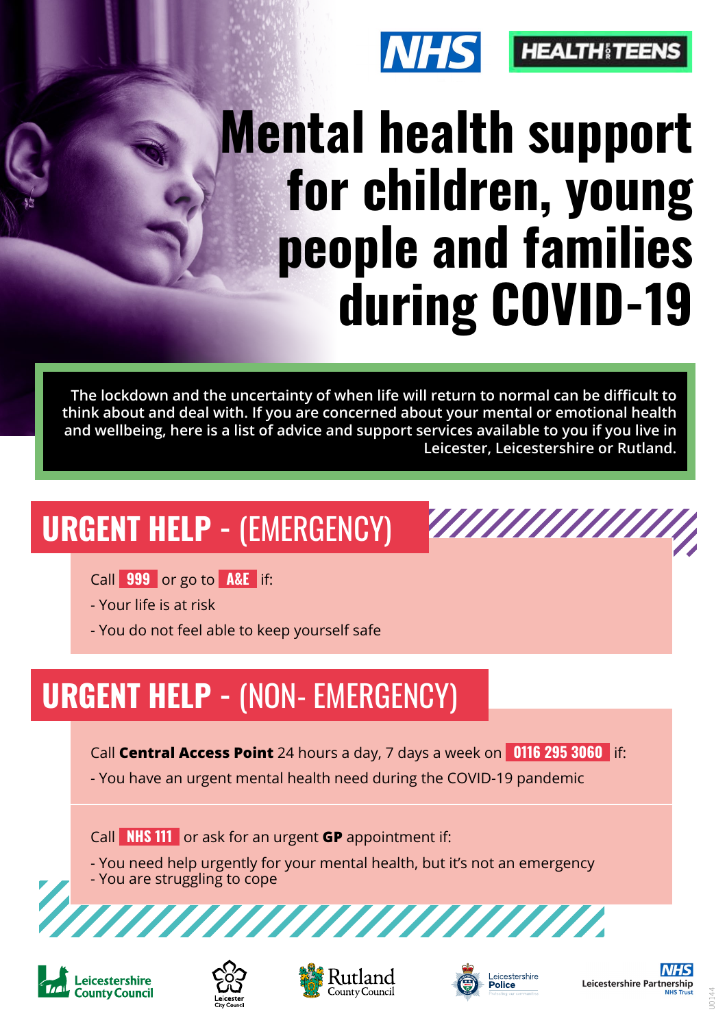NHS | HEALTH FOR TEENS

# Mental health support for children, young people and families during COVID-19

The lockdown and the uncertainty of when life will return to normal can be difficult to think about and deal with. If you are concerned about your mental or emotional health and wellbeing, here is a list of advice and support services available to you if you live in Leicester, Leicestershire or Rutland.

## URGENT HELP - (EMERGENCY)

Call **999** or go to **A&E** if:

- Your life is at risk
- You do not feel able to keep yourself safe

## URGENT HELP - (NON- EMERGENCY)

Call **Central Access Point** 24 hours a day, 7 days a week on **0116 295 3060** if:

- You have an urgent mental health need during the COVID-19 pandemic

Call **NHS 111** or ask for an urgent **GP** appointment if:

- You need help urgently for your mental health, but it's not an emergency
- You are struggling to cope

Leicestershire County Council | Leicester City Council | Rutland County Council | Leicestershire Police | Leicestershire Partnership NHS Trust

U0144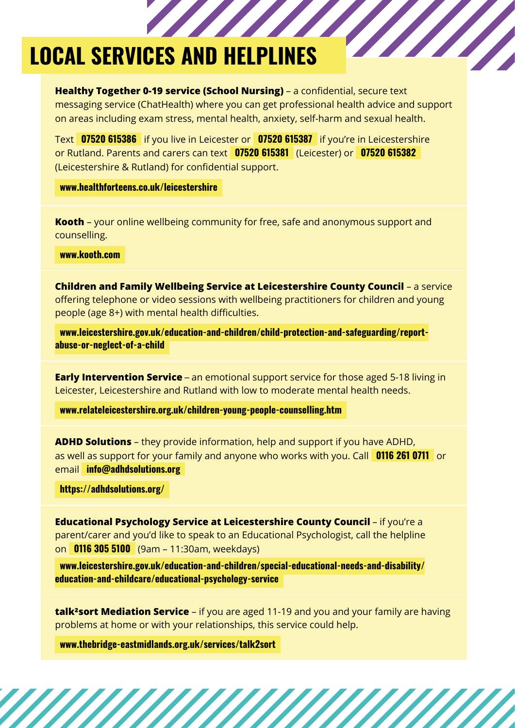# LOCAL SERVICES AND HELPLINES

**Healthy Together 0-19 service (School Nursing)** – a confidential, secure text messaging service (ChatHealth) where you can get professional health advice and support on areas including exam stress, mental health, anxiety, self-harm and sexual health.

Text **07520 615386** if you live in Leicester or **07520 615387** if you're in Leicestershire or Rutland. Parents and carers can text **07520 615381** (Leicester) or **07520 615382** (Leicestershire & Rutland) for confidential support.

**www.healthforteens.co.uk/leicestershire**

**Kooth** – your online wellbeing community for free, safe and anonymous support and counselling.

**www.kooth.com**

**Children and Family Wellbeing Service at Leicestershire County Council** – a service offering telephone or video sessions with wellbeing practitioners for children and young people (age 8+) with mental health difficulties.

**www.leicestershire.gov.uk/education-and-children/child-protection-and-safeguarding/report-abuse-or-neglect-of-a-child**

**Early Intervention Service** – an emotional support service for those aged 5-18 living in Leicester, Leicestershire and Rutland with low to moderate mental health needs.

**www.relateleicestershire.org.uk/children-young-people-counselling.htm**

**ADHD Solutions** – they provide information, help and support if you have ADHD, as well as support for your family and anyone who works with you. Call **0116 261 0711** or email **info@adhdsolutions.org**

**https://adhdsolutions.org/**

**Educational Psychology Service at Leicestershire County Council** – if you're a parent/carer and you'd like to speak to an Educational Psychologist, call the helpline on **0116 305 5100** (9am – 11:30am, weekdays)

**www.leicestershire.gov.uk/education-and-children/special-educational-needs-and-disability/education-and-childcare/educational-psychology-service**

**talk²sort Mediation Service** – if you are aged 11-19 and you and your family are having problems at home or with your relationships, this service could help.

**www.thebridge-eastmidlands.org.uk/services/talk2sort**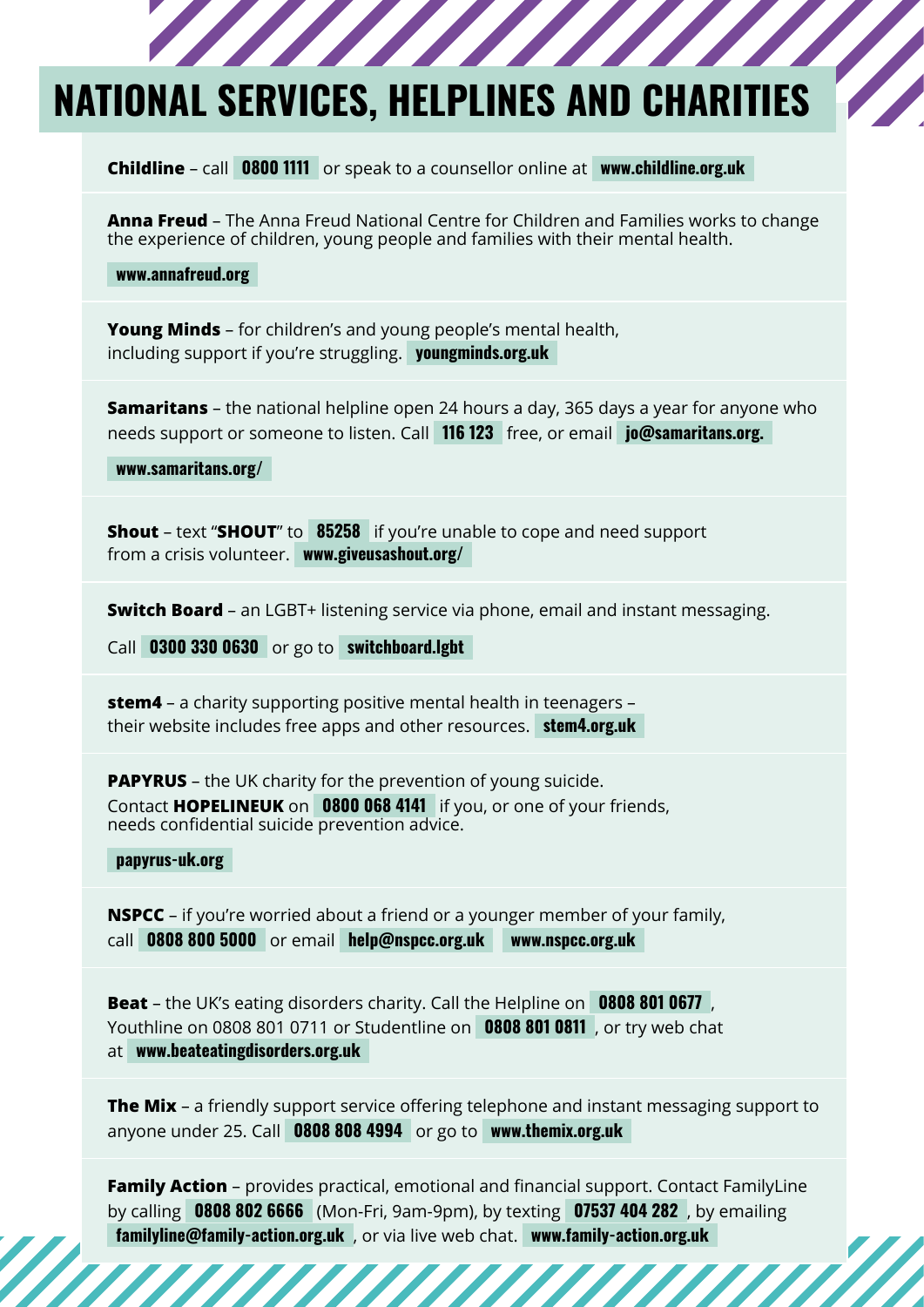# NATIONAL SERVICES, HELPLINES AND CHARITIES

**Childline** – call **0800 1111** or speak to a counsellor online at **www.childline.org.uk**

**Anna Freud** – The Anna Freud National Centre for Children and Families works to change the experience of children, young people and families with their mental health.

**www.annafreud.org**

**Young Minds** – for children's and young people's mental health, including support if you're struggling. **youngminds.org.uk**

**Samaritans** – the national helpline open 24 hours a day, 365 days a year for anyone who needs support or someone to listen. Call **116 123** free, or email **jo@samaritans.org.**

**www.samaritans.org/**

**Shout** – text "**SHOUT**" to **85258** if you're unable to cope and need support from a crisis volunteer. **www.giveusashout.org/**

**Switch Board** – an LGBT+ listening service via phone, email and instant messaging.

Call **0300 330 0630** or go to **switchboard.lgbt**

**stem4** – a charity supporting positive mental health in teenagers – their website includes free apps and other resources. **stem4.org.uk**

**PAPYRUS** – the UK charity for the prevention of young suicide. Contact **HOPELINEUK** on **0800 068 4141** if you, or one of your friends, needs confidential suicide prevention advice.

**papyrus-uk.org**

**NSPCC** – if you're worried about a friend or a younger member of your family, call **0808 800 5000** or email **help@nspcc.org.uk** **www.nspcc.org.uk**

**Beat** – the UK's eating disorders charity. Call the Helpline on **0808 801 0677**, Youthline on 0808 801 0711 or Studentline on **0808 801 0811**, or try web chat at **www.beateatingdisorders.org.uk**

**The Mix** – a friendly support service offering telephone and instant messaging support to anyone under 25. Call **0808 808 4994** or go to **www.themix.org.uk**

**Family Action** – provides practical, emotional and financial support. Contact FamilyLine by calling **0808 802 6666** (Mon-Fri, 9am-9pm), by texting **07537 404 282**, by emailing **familyline@family-action.org.uk**, or via live web chat. **www.family-action.org.uk**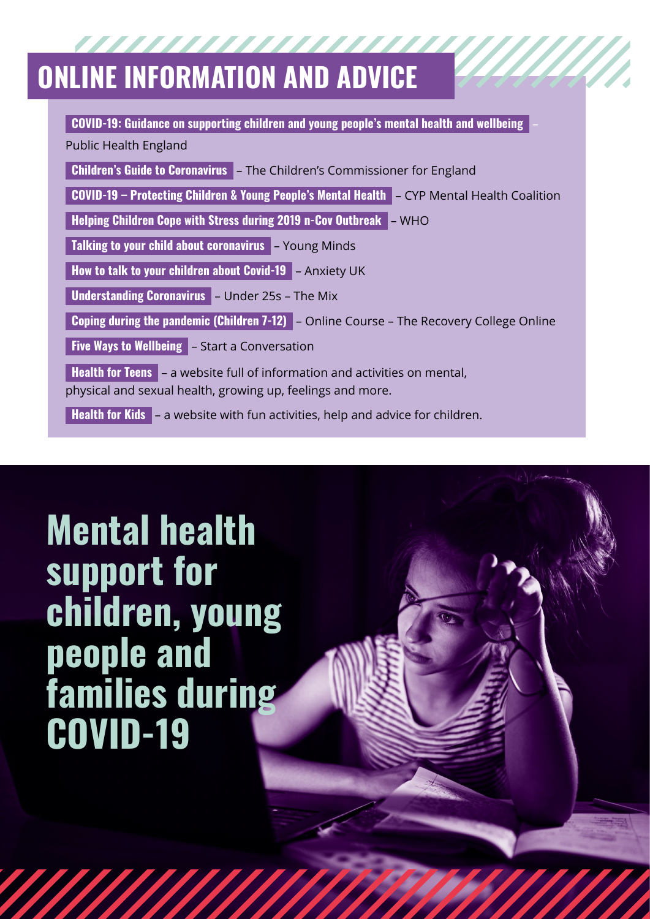# ONLINE INFORMATION AND ADVICE

**COVID-19: Guidance on supporting children and young people's mental health and wellbeing** – Public Health England

**Children's Guide to Coronavirus** – The Children's Commissioner for England

**COVID-19 – Protecting Children & Young People's Mental Health** – CYP Mental Health Coalition

**Helping Children Cope with Stress during 2019 n-Cov Outbreak** – WHO

**Talking to your child about coronavirus** – Young Minds

**How to talk to your children about Covid-19** – Anxiety UK

**Understanding Coronavirus** – Under 25s – The Mix

**Coping during the pandemic (Children 7-12)** – Online Course – The Recovery College Online

**Five Ways to Wellbeing** – Start a Conversation

**Health for Teens** – a website full of information and activities on mental, physical and sexual health, growing up, feelings and more.

**Health for Kids** – a website with fun activities, help and advice for children.

# Mental health support for children, young people and families during COVID-19